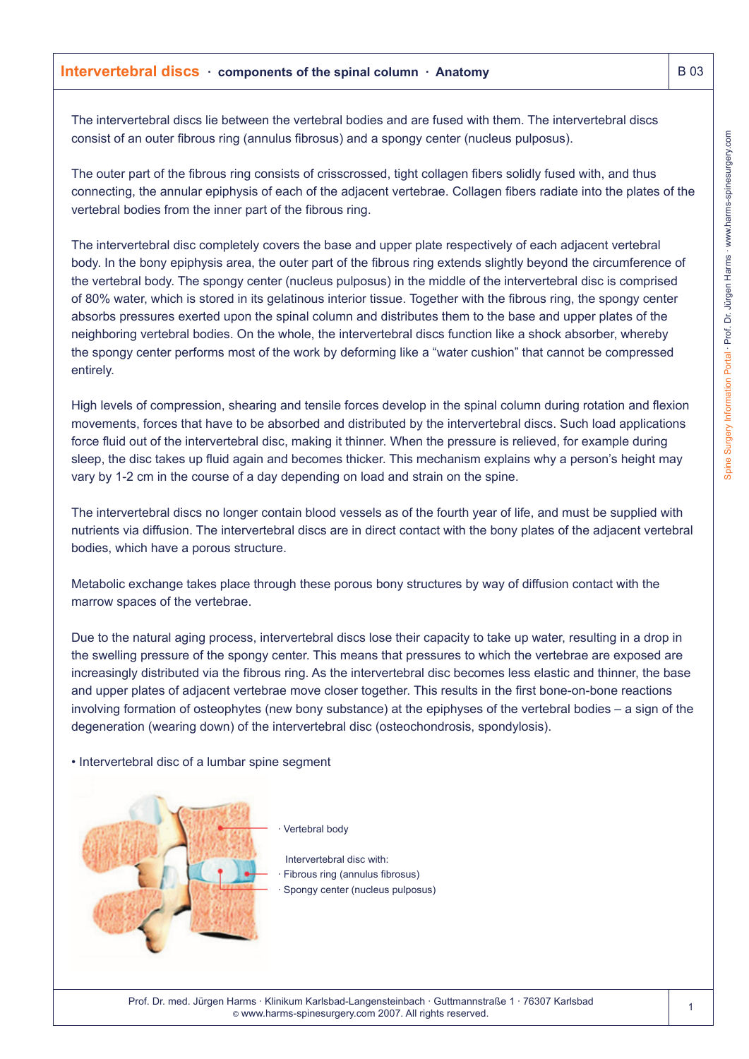# Intervertebral discs · components of the spinal column · Anatomy

The intervertebral discs lie between the vertebral bodies and are fused with them. The intervertebral discs consist of an outer fibrous ring (annulus fibrosus) and a spongy center (nucleus pulposus).

The outer part of the fibrous ring consists of crisscrossed, tight collagen fibers solidly fused with, and thus connecting, the annular epiphysis of each of the adjacent vertebrae. Collagen fibers radiate into the plates of the vertebral bodies from the inner part of the fibrous ring.

The intervertebral disc completely covers the base and upper plate respectively of each adjacent vertebral body. In the bony epiphysis area, the outer part of the fibrous ring extends slightly beyond the circumference of the vertebral body. The spongy center (nucleus pulposus) in the middle of the intervertebral disc is comprised of 80% water, which is stored in its gelatinous interior tissue. Together with the fibrous ring, the spongy center absorbs pressures exerted upon the spinal column and distributes them to the base and upper plates of the neighboring vertebral bodies. On the whole, the intervertebral discs function like a shock absorber, whereby the spongy center performs most of the work by deforming like a "water cushion" that cannot be compressed entirely.

High levels of compression, shearing and tensile forces develop in the spinal column during rotation and flexion movements, forces that have to be absorbed and distributed by the intervertebral discs. Such load applications force fluid out of the intervertebral disc, making it thinner. When the pressure is relieved, for example during sleep, the disc takes up fluid again and becomes thicker. This mechanism explains why a person's height may vary by 1-2 cm in the course of a day depending on load and strain on the spine.

The intervertebral discs no longer contain blood vessels as of the fourth year of life, and must be supplied with nutrients via diffusion. The intervertebral discs are in direct contact with the bony plates of the adjacent vertebral bodies, which have a porous structure.

Metabolic exchange takes place through these porous bony structures by way of diffusion contact with the marrow spaces of the vertebrae.

Due to the natural aging process, intervertebral discs lose their capacity to take up water, resulting in a drop in the swelling pressure of the spongy center. This means that pressures to which the vertebrae are exposed are increasingly distributed via the fibrous ring. As the intervertebral disc becomes less elastic and thinner, the base and upper plates of adjacent vertebrae move closer together. This results in the first bone-on-bone reactions involving formation of osteophytes (new bony substance) at the epiphyses of the vertebral bodies – a sign of the degeneration (wearing down) of the intervertebral disc (osteochondrosis, spondylosis).

- Intervertebral disc of a lumbar spine segment

· Vertebral body

Intervertebral disc with:
· Fibrous ring (annulus fibrosus)
· Spongy center (nucleus pulposus)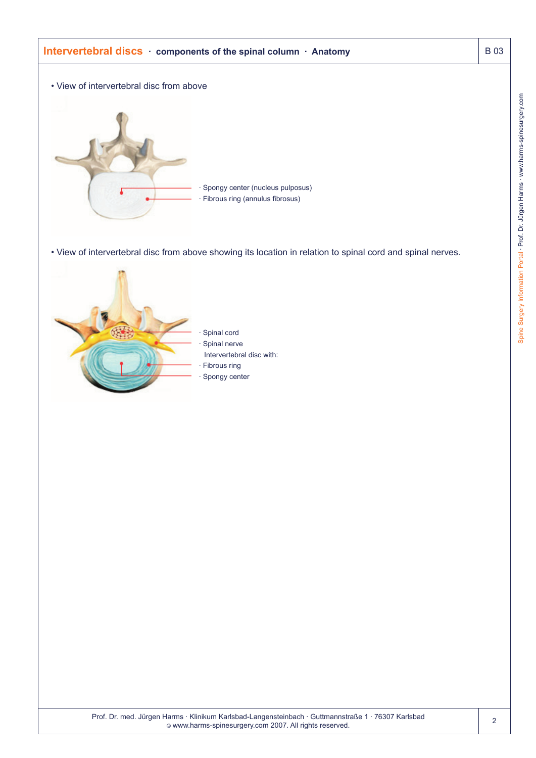## Intervertebral discs · components of the spinal column · Anatomy

B 03

- View of intervertebral disc from above

· Spongy center (nucleus pulposus)
· Fibrous ring (annulus fibrosus)

- View of intervertebral disc from above showing its location in relation to spinal cord and spinal nerves.

· Spinal cord
· Spinal nerve
Intervertebral disc with:
· Fibrous ring
· Spongy center

Prof. Dr. med. Jürgen Harms · Klinikum Karlsbad-Langensteinbach · Guttmannstraße 1 · 76307 Karlsbad
© www.harms-spinesurgery.com 2007. All rights reserved.